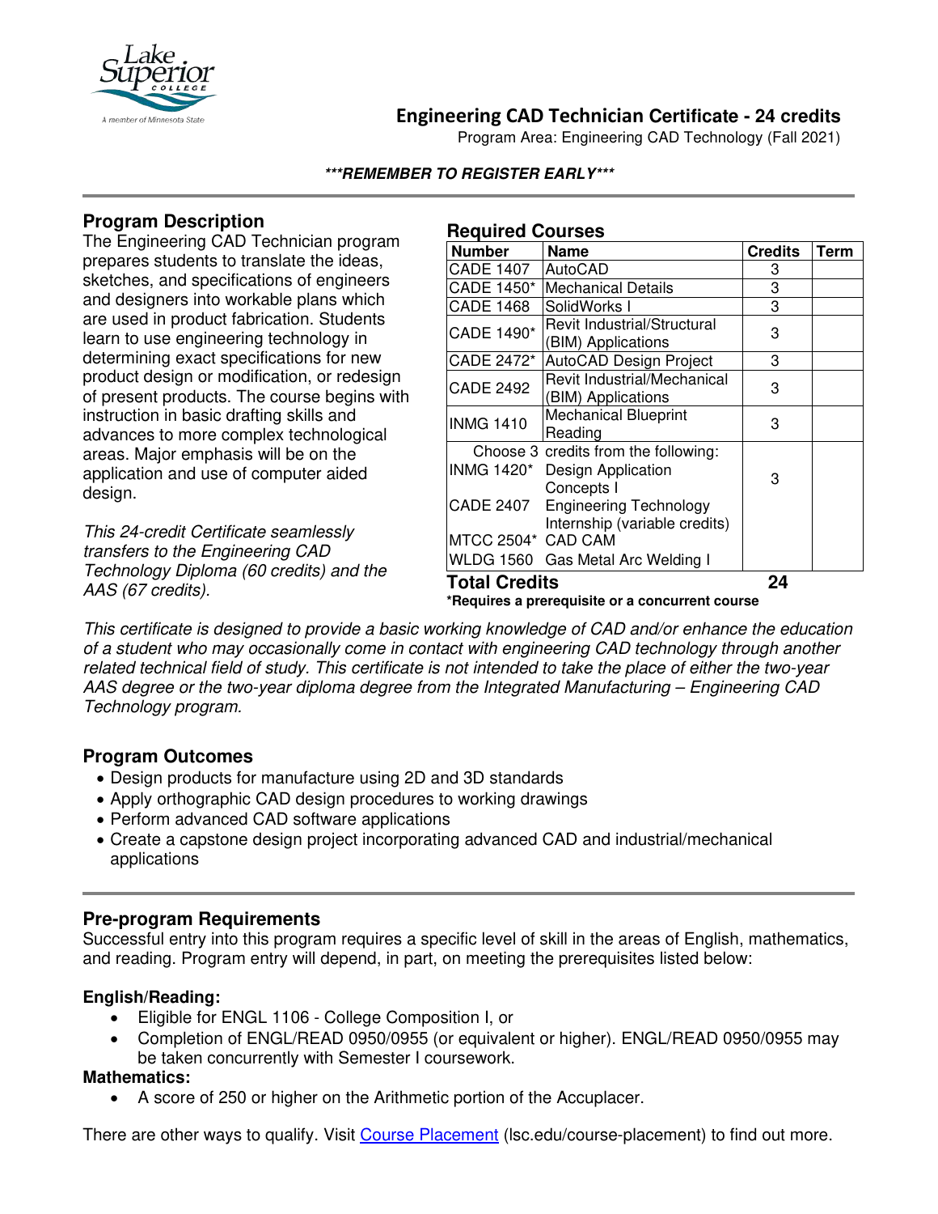# Engineering CAD Technician Certificate - 24 credits

Program Area: Engineering CAD Technology (Fall 2021)

***REMEMBER TO REGISTER EARLY***

## Program Description

The Engineering CAD Technician program prepares students to translate the ideas, sketches, and specifications of engineers and designers into workable plans which are used in product fabrication. Students learn to use engineering technology in determining exact specifications for new product design or modification, or redesign of present products. The course begins with instruction in basic drafting skills and advances to more complex technological areas. Major emphasis will be on the application and use of computer aided design.

*This 24-credit Certificate seamlessly transfers to the Engineering CAD Technology Diploma (60 credits) and the AAS (67 credits).*

## Required Courses

| Number | Name | Credits | Term |
|---|---|---|---|
| CADE 1407 | AutoCAD | 3 | |
| CADE 1450* | Mechanical Details | 3 | |
| CADE 1468 | SolidWorks I | 3 | |
| CADE 1490* | Revit Industrial/Structural (BIM) Applications | 3 | |
| CADE 2472* | AutoCAD Design Project | 3 | |
| CADE 2492 | Revit Industrial/Mechanical (BIM) Applications | 3 | |
| INMG 1410 | Mechanical Blueprint Reading | 3 | |
| Choose 3 credits from the following: | | 3 | |
| INMG 1420* | Design Application Concepts I | | |
| CADE 2407 | Engineering Technology Internship (variable credits) | | |
| MTCC 2504* | CAD CAM | | |
| WLDG 1560 | Gas Metal Arc Welding I | | |
| **Total Credits** | | **24** | |

**\*Requires a prerequisite or a concurrent course**

*This certificate is designed to provide a basic working knowledge of CAD and/or enhance the education of a student who may occasionally come in contact with engineering CAD technology through another related technical field of study. This certificate is not intended to take the place of either the two-year AAS degree or the two-year diploma degree from the Integrated Manufacturing – Engineering CAD Technology program.*

## Program Outcomes

- Design products for manufacture using 2D and 3D standards
- Apply orthographic CAD design procedures to working drawings
- Perform advanced CAD software applications
- Create a capstone design project incorporating advanced CAD and industrial/mechanical applications

## Pre-program Requirements

Successful entry into this program requires a specific level of skill in the areas of English, mathematics, and reading. Program entry will depend, in part, on meeting the prerequisites listed below:

### English/Reading:

- Eligible for ENGL 1106 - College Composition I, or
- Completion of ENGL/READ 0950/0955 (or equivalent or higher). ENGL/READ 0950/0955 may be taken concurrently with Semester I coursework.

### Mathematics:

- A score of 250 or higher on the Arithmetic portion of the Accuplacer.

There are other ways to qualify. Visit Course Placement (lsc.edu/course-placement) to find out more.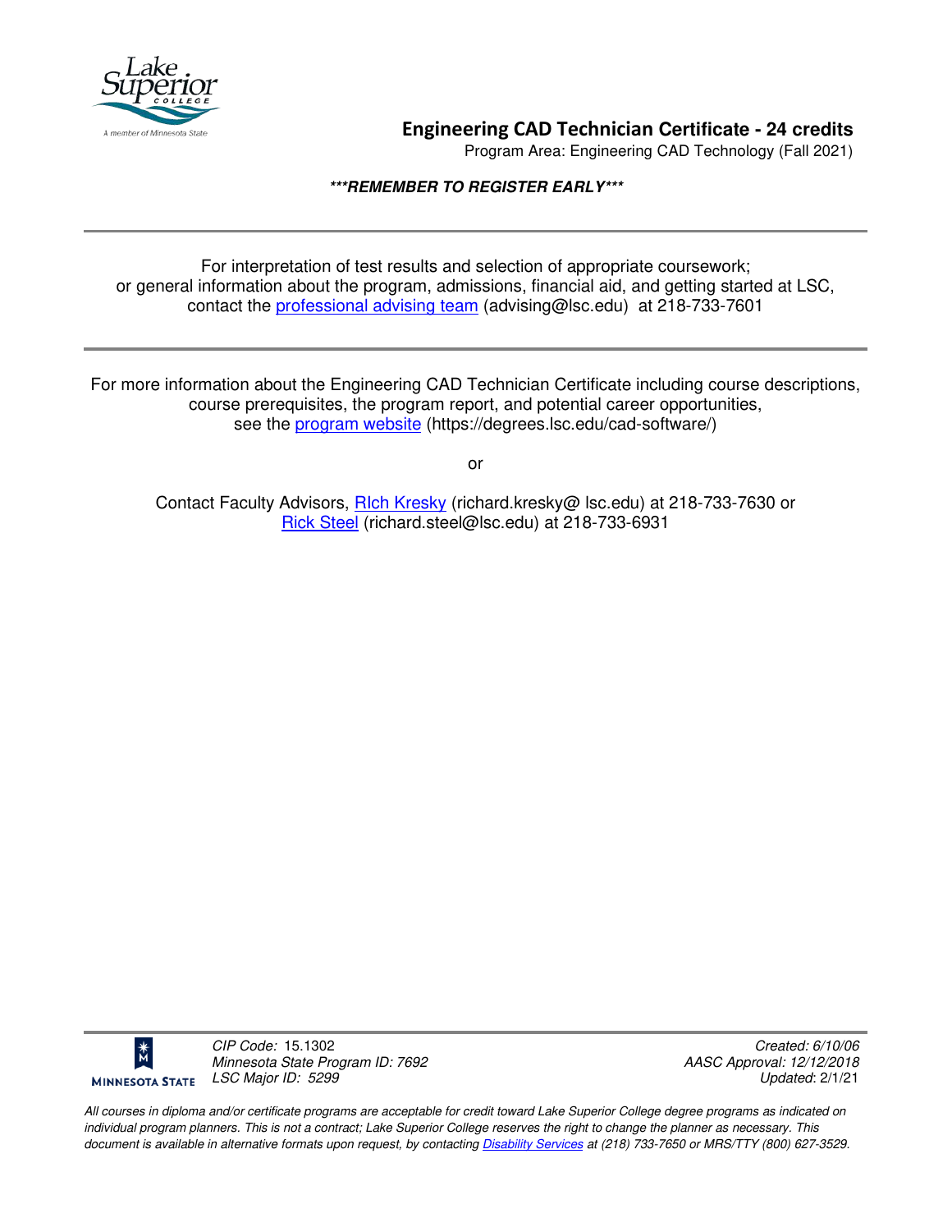# Engineering CAD Technician Certificate - 24 credits

Program Area: Engineering CAD Technology (Fall 2021)

***REMEMBER TO REGISTER EARLY***

---

For interpretation of test results and selection of appropriate coursework; or general information about the program, admissions, financial aid, and getting started at LSC, contact the professional advising team (advising@lsc.edu) at 218-733-7601

---

For more information about the Engineering CAD Technician Certificate including course descriptions, course prerequisites, the program report, and potential career opportunities, see the program website (https://degrees.lsc.edu/cad-software/)

or

Contact Faculty Advisors, RIch Kresky (richard.kresky@ lsc.edu) at 218-733-7630 or Rick Steel (richard.steel@lsc.edu) at 218-733-6931

---

*CIP Code:* 15.1302
*Minnesota State Program ID: 7692*
*LSC Major ID: 5299*

*Created: 6/10/06*
*AASC Approval: 12/12/2018*
*Updated*: 2/1/21

*All courses in diploma and/or certificate programs are acceptable for credit toward Lake Superior College degree programs as indicated on individual program planners. This is not a contract; Lake Superior College reserves the right to change the planner as necessary. This document is available in alternative formats upon request, by contacting Disability Services at (218) 733-7650 or MRS/TTY (800) 627-3529.*